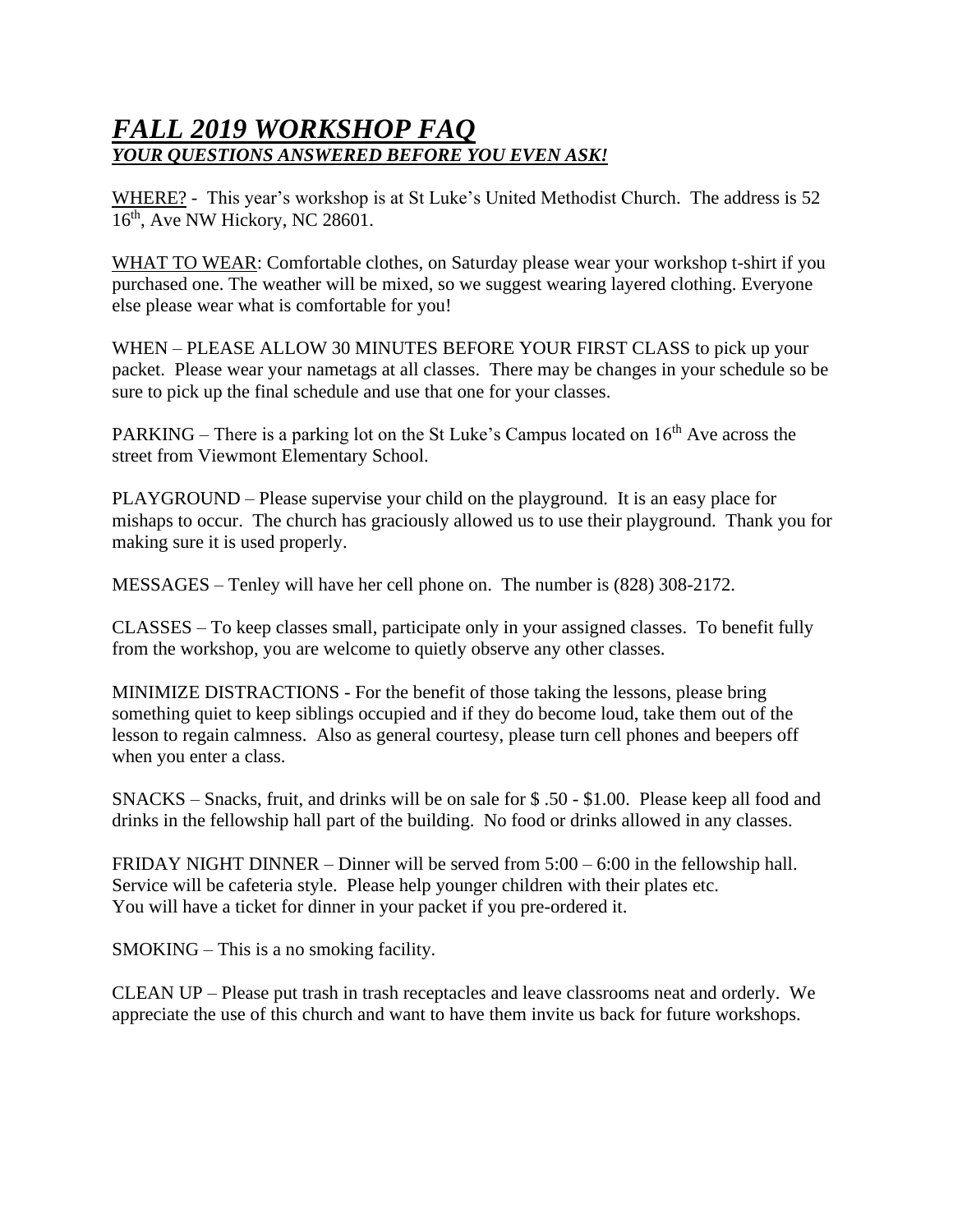# ***FALL 2019 WORKSHOP FAQ***

## ***YOUR QUESTIONS ANSWERED BEFORE YOU EVEN ASK!***

WHERE? - This year's workshop is at St Luke's United Methodist Church. The address is 52 16th, Ave NW Hickory, NC 28601.

WHAT TO WEAR: Comfortable clothes, on Saturday please wear your workshop t-shirt if you purchased one. The weather will be mixed, so we suggest wearing layered clothing. Everyone else please wear what is comfortable for you!

WHEN – PLEASE ALLOW 30 MINUTES BEFORE YOUR FIRST CLASS to pick up your packet. Please wear your nametags at all classes. There may be changes in your schedule so be sure to pick up the final schedule and use that one for your classes.

PARKING – There is a parking lot on the St Luke's Campus located on 16th Ave across the street from Viewmont Elementary School.

PLAYGROUND – Please supervise your child on the playground. It is an easy place for mishaps to occur. The church has graciously allowed us to use their playground. Thank you for making sure it is used properly.

MESSAGES – Tenley will have her cell phone on. The number is (828) 308-2172.

CLASSES – To keep classes small, participate only in your assigned classes. To benefit fully from the workshop, you are welcome to quietly observe any other classes.

MINIMIZE DISTRACTIONS - For the benefit of those taking the lessons, please bring something quiet to keep siblings occupied and if they do become loud, take them out of the lesson to regain calmness. Also as general courtesy, please turn cell phones and beepers off when you enter a class.

SNACKS – Snacks, fruit, and drinks will be on sale for $ .50 - $1.00. Please keep all food and drinks in the fellowship hall part of the building. No food or drinks allowed in any classes.

FRIDAY NIGHT DINNER – Dinner will be served from 5:00 – 6:00 in the fellowship hall. Service will be cafeteria style. Please help younger children with their plates etc. You will have a ticket for dinner in your packet if you pre-ordered it.

SMOKING – This is a no smoking facility.

CLEAN UP – Please put trash in trash receptacles and leave classrooms neat and orderly. We appreciate the use of this church and want to have them invite us back for future workshops.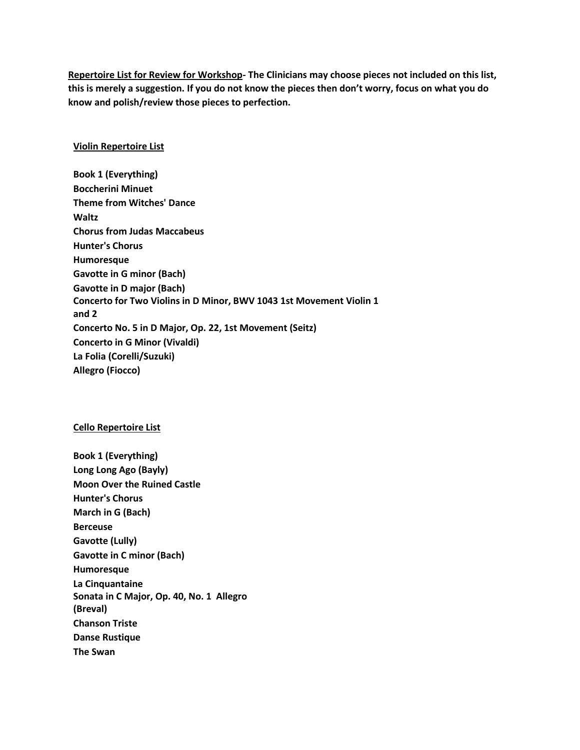**<u>Repertoire List for Review for Workshop</u>- The Clinicians may choose pieces not included on this list, this is merely a suggestion. If you do not know the pieces then don't worry, focus on what you do know and polish/review those pieces to perfection.**

## <u>Violin Repertoire List</u>

**Book 1 (Everything)**
**Boccherini Minuet**
**Theme from Witches' Dance**
**Waltz**
**Chorus from Judas Maccabeus**
**Hunter's Chorus**
**Humoresque**
**Gavotte in G minor (Bach)**
**Gavotte in D major (Bach)**
**Concerto for Two Violins in D Minor, BWV 1043 1st Movement Violin 1 and 2**
**Concerto No. 5 in D Major, Op. 22, 1st Movement (Seitz)**
**Concerto in G Minor (Vivaldi)**
**La Folia (Corelli/Suzuki)**
**Allegro (Fiocco)**

## <u>Cello Repertoire List</u>

**Book 1 (Everything)**
**Long Long Ago (Bayly)**
**Moon Over the Ruined Castle**
**Hunter's Chorus**
**March in G (Bach)**
**Berceuse**
**Gavotte (Lully)**
**Gavotte in C minor (Bach)**
**Humoresque**
**La Cinquantaine**
**Sonata in C Major, Op. 40, No. 1 Allegro (Breval)**
**Chanson Triste**
**Danse Rustique**
**The Swan**